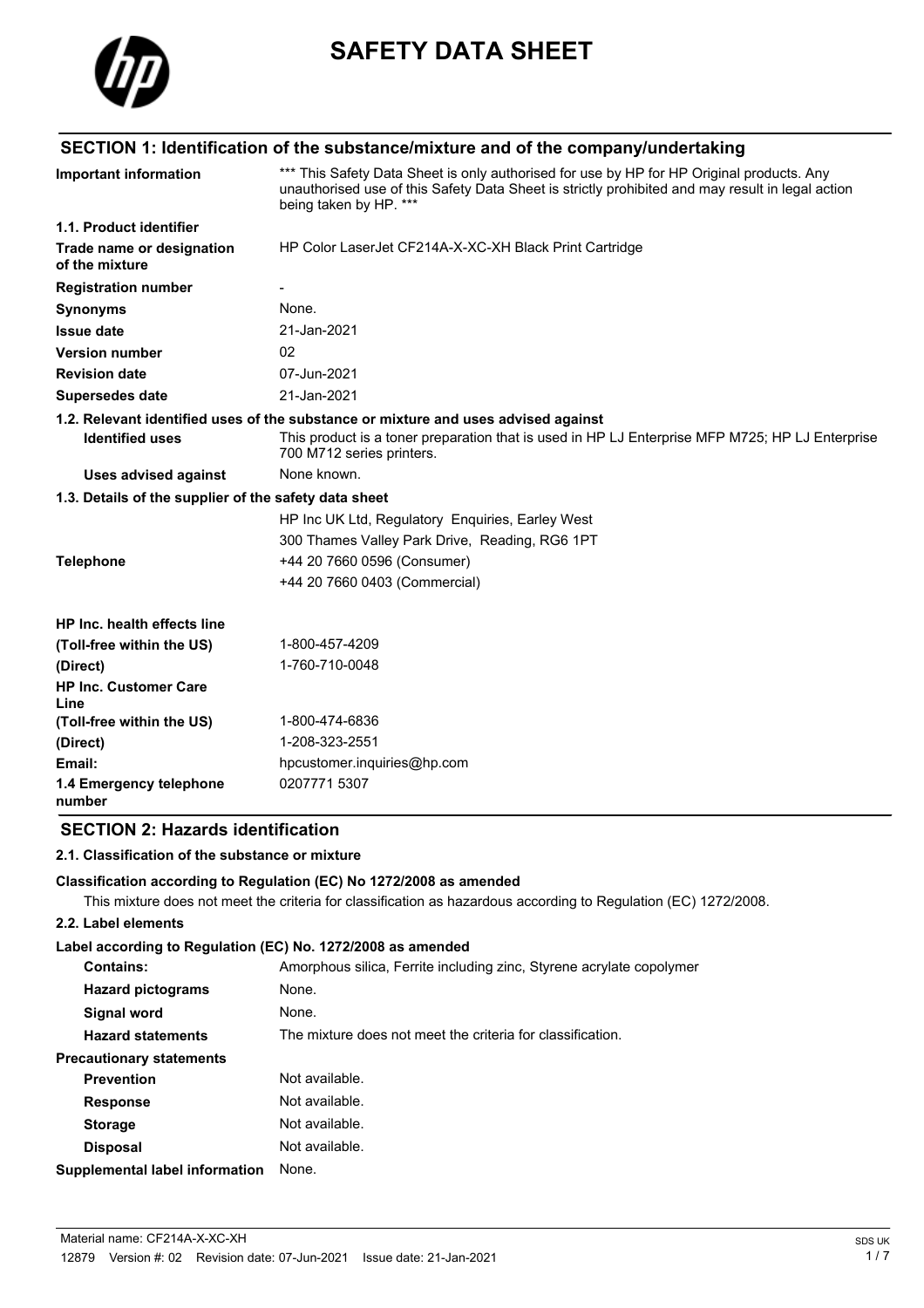# SAFETY DATA SHEET

## SECTION 1: Identification of the substance/mixture and of the company/undertaking

| | |
|---|---|
| **Important information** | *** This Safety Data Sheet is only authorised for use by HP for HP Original products. Any unauthorised use of this Safety Data Sheet is strictly prohibited and may result in legal action being taken by HP. *** |
| **1.1. Product identifier** | |
| **Trade name or designation of the mixture** | HP Color LaserJet CF214A-X-XC-XH Black Print Cartridge |
| **Registration number** | - |
| **Synonyms** | None. |
| **Issue date** | 21-Jan-2021 |
| **Version number** | 02 |
| **Revision date** | 07-Jun-2021 |
| **Supersedes date** | 21-Jan-2021 |

**1.2. Relevant identified uses of the substance or mixture and uses advised against**

| | |
|---|---|
| **Identified uses** | This product is a toner preparation that is used in HP LJ Enterprise MFP M725; HP LJ Enterprise 700 M712 series printers. |
| **Uses advised against** | None known. |

**1.3. Details of the supplier of the safety data sheet**

| | |
|---|---|
| | HP Inc UK Ltd, Regulatory Enquiries, Earley West |
| | 300 Thames Valley Park Drive, Reading, RG6 1PT |
| **Telephone** | +44 20 7660 0596 (Consumer) |
| | +44 20 7660 0403 (Commercial) |
| **HP Inc. health effects line** | |
| **(Toll-free within the US)** | 1-800-457-4209 |
| **(Direct)** | 1-760-710-0048 |
| **HP Inc. Customer Care Line** | |
| **(Toll-free within the US)** | 1-800-474-6836 |
| **(Direct)** | 1-208-323-2551 |
| **Email:** | hpcustomer.inquiries@hp.com |
| **1.4 Emergency telephone number** | 0207771 5307 |

## SECTION 2: Hazards identification

**2.1. Classification of the substance or mixture**

**Classification according to Regulation (EC) No 1272/2008 as amended**

This mixture does not meet the criteria for classification as hazardous according to Regulation (EC) 1272/2008.

**2.2. Label elements**

**Label according to Regulation (EC) No. 1272/2008 as amended**

| | |
|---|---|
| **Contains:** | Amorphous silica, Ferrite including zinc, Styrene acrylate copolymer |
| **Hazard pictograms** | None. |
| **Signal word** | None. |
| **Hazard statements** | The mixture does not meet the criteria for classification. |
| **Precautionary statements** | |
| **Prevention** | Not available. |
| **Response** | Not available. |
| **Storage** | Not available. |
| **Disposal** | Not available. |
| **Supplemental label information** | None. |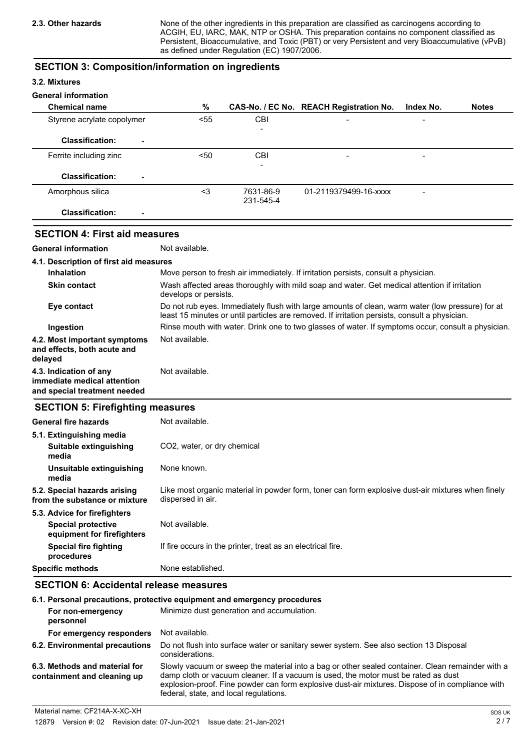**2.3. Other hazards**

None of the other ingredients in this preparation are classified as carcinogens according to ACGIH, EU, IARC, MAK, NTP or OSHA. This preparation contains no component classified as Persistent, Bioaccumulative, and Toxic (PBT) or very Persistent and very Bioaccumulative (vPvB) as defined under Regulation (EC) 1907/2006.

## SECTION 3: Composition/information on ingredients

### 3.2. Mixtures

**General information**

| Chemical name | % | CAS-No. / EC No. | REACH Registration No. | Index No. | Notes |
|---|---|---|---|---|---|
| Styrene acrylate copolymer | <55 | CBI<br>- | - | - | |
| **Classification:** - | | | | | |
| Ferrite including zinc | <50 | CBI<br>- | - | - | |
| **Classification:** - | | | | | |
| Amorphous silica | <3 | 7631-86-9<br>231-545-4 | 01-2119379499-16-xxxx | - | |
| **Classification:** - | | | | | |

## SECTION 4: First aid measures

**General information** Not available.

**4.1. Description of first aid measures**

- **Inhalation**: Move person to fresh air immediately. If irritation persists, consult a physician.
- **Skin contact**: Wash affected areas thoroughly with mild soap and water. Get medical attention if irritation develops or persists.
- **Eye contact**: Do not rub eyes. Immediately flush with large amounts of clean, warm water (low pressure) for at least 15 minutes or until particles are removed. If irritation persists, consult a physician.
- **Ingestion**: Rinse mouth with water. Drink one to two glasses of water. If symptoms occur, consult a physician.

**4.2. Most important symptoms and effects, both acute and delayed** Not available.

**4.3. Indication of any immediate medical attention and special treatment needed** Not available.

## SECTION 5: Firefighting measures

**General fire hazards** Not available.

**5.1. Extinguishing media**

- **Suitable extinguishing media**: $CO_2$, water, or dry chemical
- **Unsuitable extinguishing media**: None known.

**5.2. Special hazards arising from the substance or mixture** Like most organic material in powder form, toner can form explosive dust-air mixtures when finely dispersed in air.

**5.3. Advice for firefighters**

- **Special protective equipment for firefighters**: Not available.
- **Special fire fighting procedures**: If fire occurs in the printer, treat as an electrical fire.

**Specific methods** None established.

## SECTION 6: Accidental release measures

**6.1. Personal precautions, protective equipment and emergency procedures**

- **For non-emergency personnel**: Minimize dust generation and accumulation.
- **For emergency responders**: Not available.

**6.2. Environmental precautions** Do not flush into surface water or sanitary sewer system. See also section 13 Disposal considerations.

**6.3. Methods and material for containment and cleaning up** Slowly vacuum or sweep the material into a bag or other sealed container. Clean remainder with a damp cloth or vacuum cleaner. If a vacuum is used, the motor must be rated as dust explosion-proof. Fine powder can form explosive dust-air mixtures. Dispose of in compliance with federal, state, and local regulations.

Material name: CF214A-X-XC-XH
12879 Version #: 02 Revision date: 07-Jun-2021 Issue date: 21-Jan-2021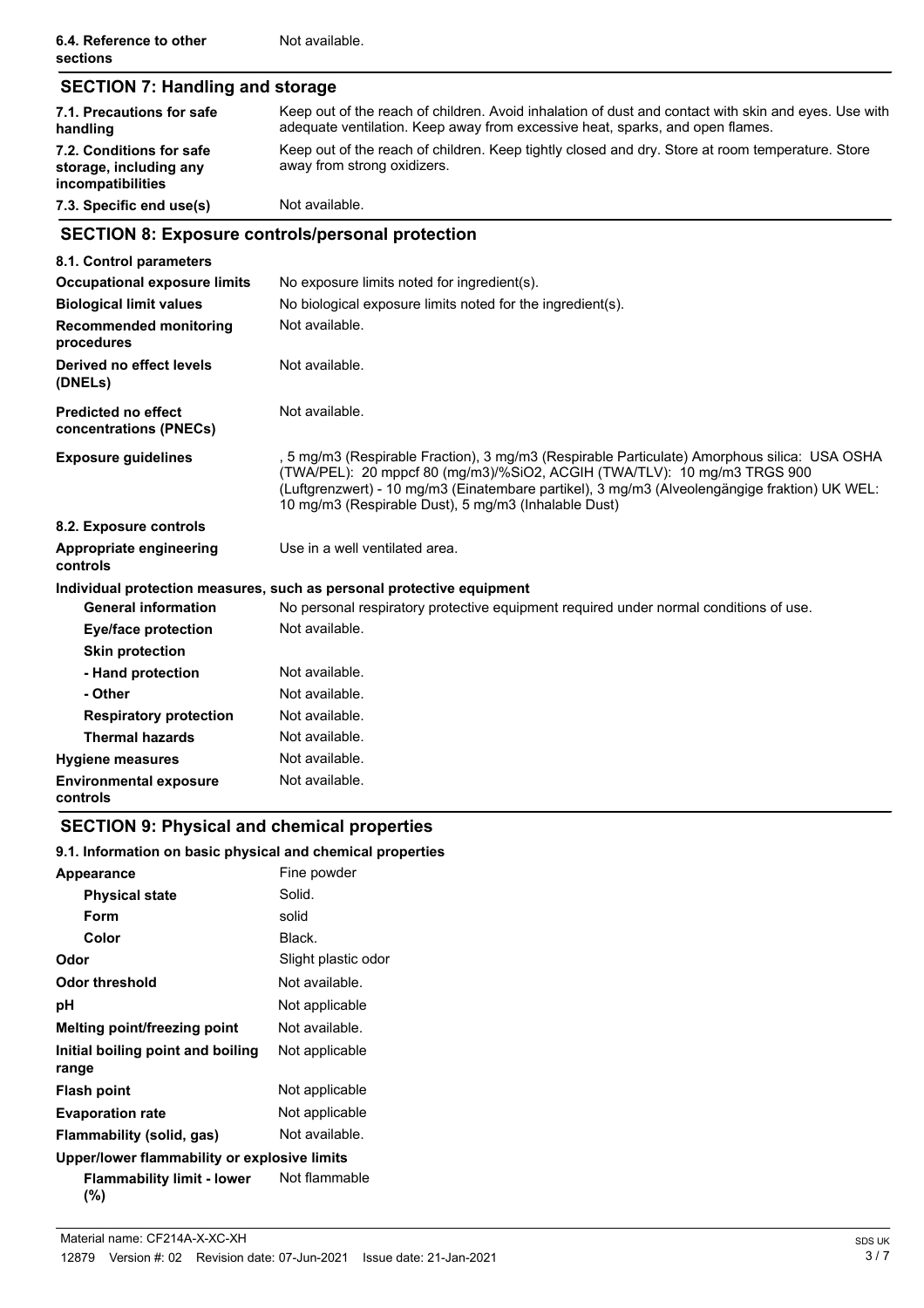| | |
|---|---|
| **6.4. Reference to other sections** | Not available. |

## SECTION 7: Handling and storage

| | |
|---|---|
| **7.1. Precautions for safe handling** | Keep out of the reach of children. Avoid inhalation of dust and contact with skin and eyes. Use with adequate ventilation. Keep away from excessive heat, sparks, and open flames. |
| **7.2. Conditions for safe storage, including any incompatibilities** | Keep out of the reach of children. Keep tightly closed and dry. Store at room temperature. Store away from strong oxidizers. |
| **7.3. Specific end use(s)** | Not available. |

## SECTION 8: Exposure controls/personal protection

| | |
|---|---|
| **8.1. Control parameters** | |
| **Occupational exposure limits** | No exposure limits noted for ingredient(s). |
| **Biological limit values** | No biological exposure limits noted for the ingredient(s). |
| **Recommended monitoring procedures** | Not available. |
| **Derived no effect levels (DNELs)** | Not available. |
| **Predicted no effect concentrations (PNECs)** | Not available. |
| **Exposure guidelines** | , 5 mg/m3 (Respirable Fraction), 3 mg/m3 (Respirable Particulate) Amorphous silica: USA OSHA (TWA/PEL): 20 mppcf 80 (mg/m3)/%SiO2, ACGIH (TWA/TLV): 10 mg/m3 TRGS 900 (Luftgrenzwert) - 10 mg/m3 (Einatembare partikel), 3 mg/m3 (Alveolengängige fraktion) UK WEL: 10 mg/m3 (Respirable Dust), 5 mg/m3 (Inhalable Dust) |
| **8.2. Exposure controls** | |
| **Appropriate engineering controls** | Use in a well ventilated area. |
| **Individual protection measures, such as personal protective equipment** | |
| **General information** | No personal respiratory protective equipment required under normal conditions of use. |
| **Eye/face protection** | Not available. |
| **Skin protection** | |
| **- Hand protection** | Not available. |
| **- Other** | Not available. |
| **Respiratory protection** | Not available. |
| **Thermal hazards** | Not available. |
| **Hygiene measures** | Not available. |
| **Environmental exposure controls** | Not available. |

## SECTION 9: Physical and chemical properties

**9.1. Information on basic physical and chemical properties**

| | |
|---|---|
| **Appearance** | Fine powder |
| **Physical state** | Solid. |
| **Form** | solid |
| **Color** | Black. |
| **Odor** | Slight plastic odor |
| **Odor threshold** | Not available. |
| **pH** | Not applicable |
| **Melting point/freezing point** | Not available. |
| **Initial boiling point and boiling range** | Not applicable |
| **Flash point** | Not applicable |
| **Evaporation rate** | Not applicable |
| **Flammability (solid, gas)** | Not available. |
| **Upper/lower flammability or explosive limits** | |
| **Flammability limit - lower (%)** | Not flammable |

Material name: CF214A-X-XC-XH

12879 Version #: 02 Revision date: 07-Jun-2021 Issue date: 21-Jan-2021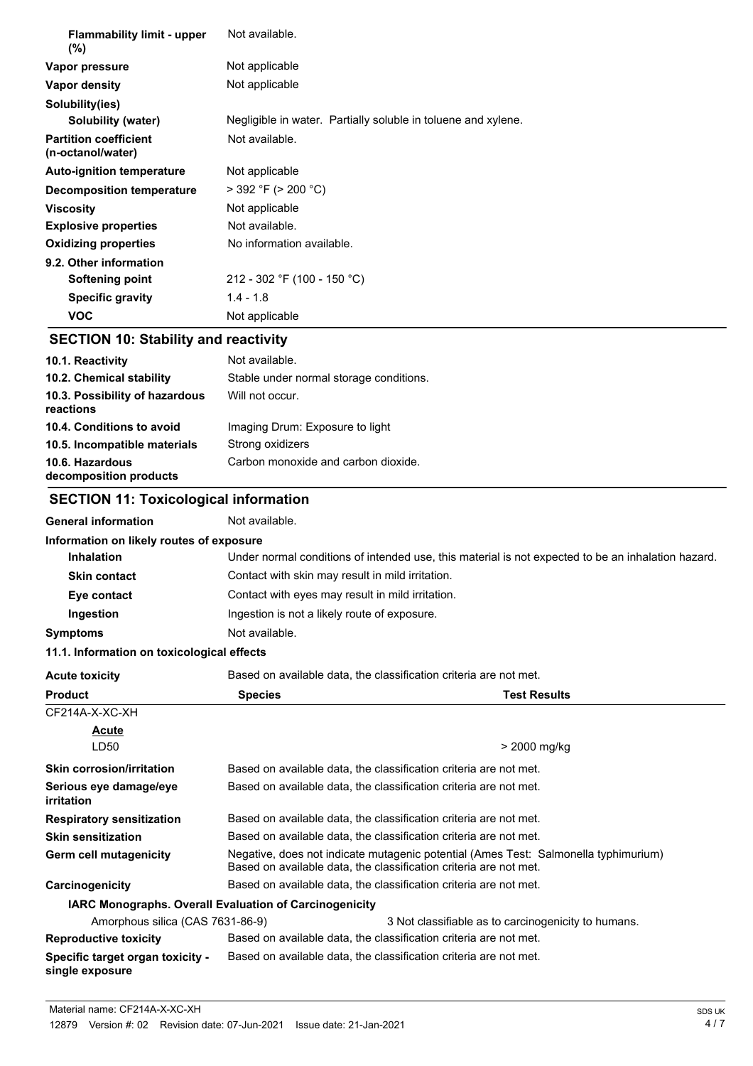| | |
|---|---|
| **Flammability limit - upper (%)** | Not available. |
| **Vapor pressure** | Not applicable |
| **Vapor density** | Not applicable |
| **Solubility(ies)** | |
| **Solubility (water)** | Negligible in water. Partially soluble in toluene and xylene. |
| **Partition coefficient (n-octanol/water)** | Not available. |
| **Auto-ignition temperature** | Not applicable |
| **Decomposition temperature** | > 392 °F (> 200 °C) |
| **Viscosity** | Not applicable |
| **Explosive properties** | Not available. |
| **Oxidizing properties** | No information available. |
| **9.2. Other information** | |
| **Softening point** | 212 - 302 °F (100 - 150 °C) |
| **Specific gravity** | 1.4 - 1.8 |
| **VOC** | Not applicable |

## SECTION 10: Stability and reactivity

| | |
|---|---|
| **10.1. Reactivity** | Not available. |
| **10.2. Chemical stability** | Stable under normal storage conditions. |
| **10.3. Possibility of hazardous reactions** | Will not occur. |
| **10.4. Conditions to avoid** | Imaging Drum: Exposure to light |
| **10.5. Incompatible materials** | Strong oxidizers |
| **10.6. Hazardous decomposition products** | Carbon monoxide and carbon dioxide. |

## SECTION 11: Toxicological information

**General information** Not available.

**Information on likely routes of exposure**

| | |
|---|---|
| **Inhalation** | Under normal conditions of intended use, this material is not expected to be an inhalation hazard. |
| **Skin contact** | Contact with skin may result in mild irritation. |
| **Eye contact** | Contact with eyes may result in mild irritation. |
| **Ingestion** | Ingestion is not a likely route of exposure. |
| **Symptoms** | Not available. |

**11.1. Information on toxicological effects**

**Acute toxicity** Based on available data, the classification criteria are not met.

| Product | Species | Test Results |
|---|---|---|
| CF214A-X-XC-XH | | |
| Acute | | |
| LD50 | | > 2000 mg/kg |

| | |
|---|---|
| **Skin corrosion/irritation** | Based on available data, the classification criteria are not met. |
| **Serious eye damage/eye irritation** | Based on available data, the classification criteria are not met. |
| **Respiratory sensitization** | Based on available data, the classification criteria are not met. |
| **Skin sensitization** | Based on available data, the classification criteria are not met. |
| **Germ cell mutagenicity** | Negative, does not indicate mutagenic potential (Ames Test: Salmonella typhimurium) Based on available data, the classification criteria are not met. |
| **Carcinogenicity** | Based on available data, the classification criteria are not met. |

**IARC Monographs. Overall Evaluation of Carcinogenicity**

| | |
|---|---|
| Amorphous silica (CAS 7631-86-9) | 3 Not classifiable as to carcinogenicity to humans. |

| | |
|---|---|
| **Reproductive toxicity** | Based on available data, the classification criteria are not met. |
| **Specific target organ toxicity - single exposure** | Based on available data, the classification criteria are not met. |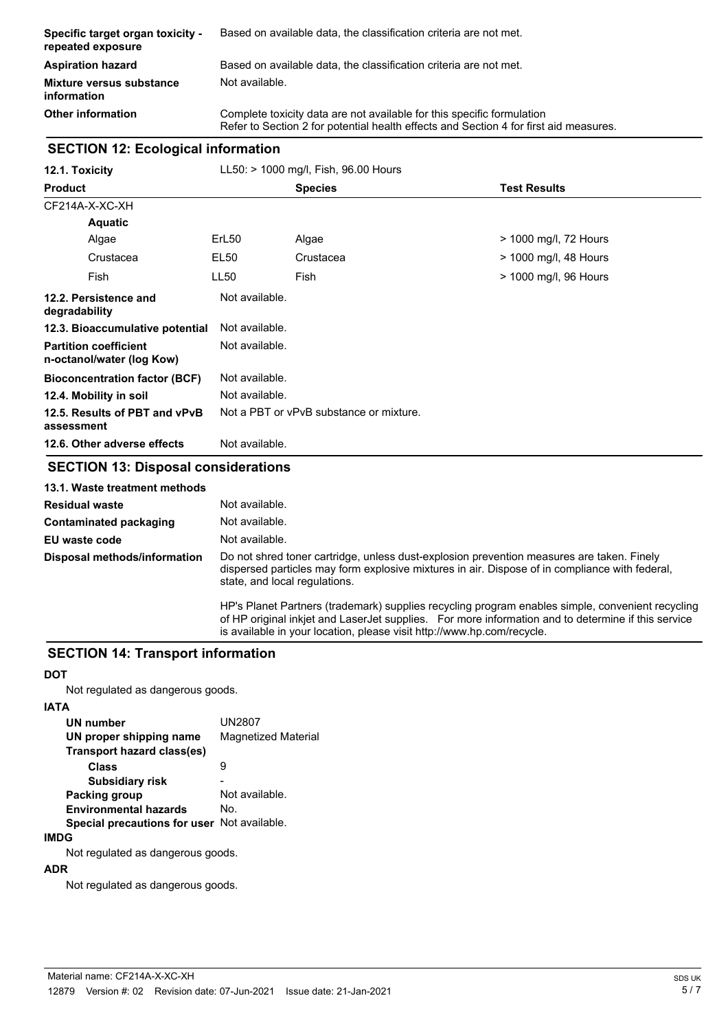| | |
|---|---|
| **Specific target organ toxicity - repeated exposure** | Based on available data, the classification criteria are not met. |
| **Aspiration hazard** | Based on available data, the classification criteria are not met. |
| **Mixture versus substance information** | Not available. |
| **Other information** | Complete toxicity data are not available for this specific formulation<br>Refer to Section 2 for potential health effects and Section 4 for first aid measures. |

## SECTION 12: Ecological information

**12.1. Toxicity** LL50: > 1000 mg/l, Fish, 96.00 Hours

| Product | | Species | Test Results |
|---|---|---|---|
| CF214A-X-XC-XH | | | |
| **Aquatic** | | | |
| Algae | ErL50 | Algae | > 1000 mg/l, 72 Hours |
| Crustacea | EL50 | Crustacea | > 1000 mg/l, 48 Hours |
| Fish | LL50 | Fish | > 1000 mg/l, 96 Hours |

| | |
|---|---|
| **12.2. Persistence and degradability** | Not available. |
| **12.3. Bioaccumulative potential** | Not available. |
| **Partition coefficient n-octanol/water (log Kow)** | Not available. |
| **Bioconcentration factor (BCF)** | Not available. |
| **12.4. Mobility in soil** | Not available. |
| **12.5. Results of PBT and vPvB assessment** | Not a PBT or vPvB substance or mixture. |
| **12.6. Other adverse effects** | Not available. |

## SECTION 13: Disposal considerations

**13.1. Waste treatment methods**

| | |
|---|---|
| **Residual waste** | Not available. |
| **Contaminated packaging** | Not available. |
| **EU waste code** | Not available. |
| **Disposal methods/information** | Do not shred toner cartridge, unless dust-explosion prevention measures are taken. Finely dispersed particles may form explosive mixtures in air. Dispose of in compliance with federal, state, and local regulations.<br><br>HP's Planet Partners (trademark) supplies recycling program enables simple, convenient recycling of HP original inkjet and LaserJet supplies. For more information and to determine if this service is available in your location, please visit http://www.hp.com/recycle. |

## SECTION 14: Transport information

**DOT**

Not regulated as dangerous goods.

**IATA**

| | |
|---|---|
| **UN number** | UN2807 |
| **UN proper shipping name** | Magnetized Material |
| **Transport hazard class(es)** | |
| **Class** | 9 |
| **Subsidiary risk** | - |
| **Packing group** | Not available. |
| **Environmental hazards** | No. |
| **Special precautions for user** | Not available. |

**IMDG**

Not regulated as dangerous goods.

**ADR**

Not regulated as dangerous goods.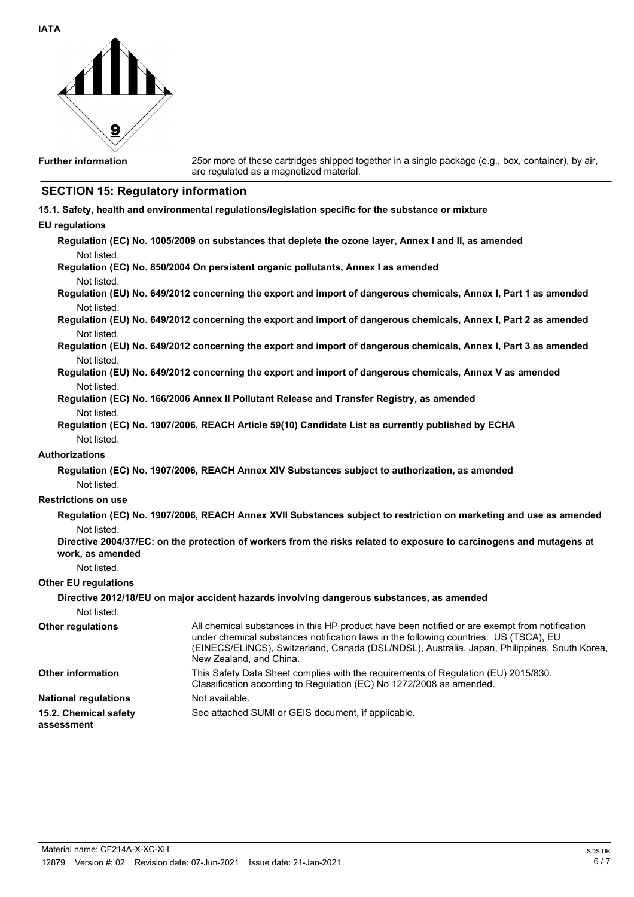**IATA**

**Further information**

25or more of these cartridges shipped together in a single package (e.g., box, container), by air, are regulated as a magnetized material.

## SECTION 15: Regulatory information

**15.1. Safety, health and environmental regulations/legislation specific for the substance or mixture**

**EU regulations**

**Regulation (EC) No. 1005/2009 on substances that deplete the ozone layer, Annex I and II, as amended**

Not listed.

**Regulation (EC) No. 850/2004 On persistent organic pollutants, Annex I as amended**

Not listed.

**Regulation (EU) No. 649/2012 concerning the export and import of dangerous chemicals, Annex I, Part 1 as amended**

Not listed.

**Regulation (EU) No. 649/2012 concerning the export and import of dangerous chemicals, Annex I, Part 2 as amended**

Not listed.

**Regulation (EU) No. 649/2012 concerning the export and import of dangerous chemicals, Annex I, Part 3 as amended**

Not listed.

**Regulation (EU) No. 649/2012 concerning the export and import of dangerous chemicals, Annex V as amended**

Not listed.

**Regulation (EC) No. 166/2006 Annex II Pollutant Release and Transfer Registry, as amended**

Not listed.

**Regulation (EC) No. 1907/2006, REACH Article 59(10) Candidate List as currently published by ECHA**

Not listed.

**Authorizations**

**Regulation (EC) No. 1907/2006, REACH Annex XIV Substances subject to authorization, as amended**

Not listed.

**Restrictions on use**

**Regulation (EC) No. 1907/2006, REACH Annex XVII Substances subject to restriction on marketing and use as amended**

Not listed.

**Directive 2004/37/EC: on the protection of workers from the risks related to exposure to carcinogens and mutagens at work, as amended**

Not listed.

**Other EU regulations**

**Directive 2012/18/EU on major accident hazards involving dangerous substances, as amended**

Not listed.

**Other regulations**

All chemical substances in this HP product have been notified or are exempt from notification under chemical substances notification laws in the following countries: US (TSCA), EU (EINECS/ELINCS), Switzerland, Canada (DSL/NDSL), Australia, Japan, Philippines, South Korea, New Zealand, and China.

**Other information**

This Safety Data Sheet complies with the requirements of Regulation (EU) 2015/830. Classification according to Regulation (EC) No 1272/2008 as amended.

**National regulations**

Not available.

**15.2. Chemical safety assessment**

See attached SUMI or GEIS document, if applicable.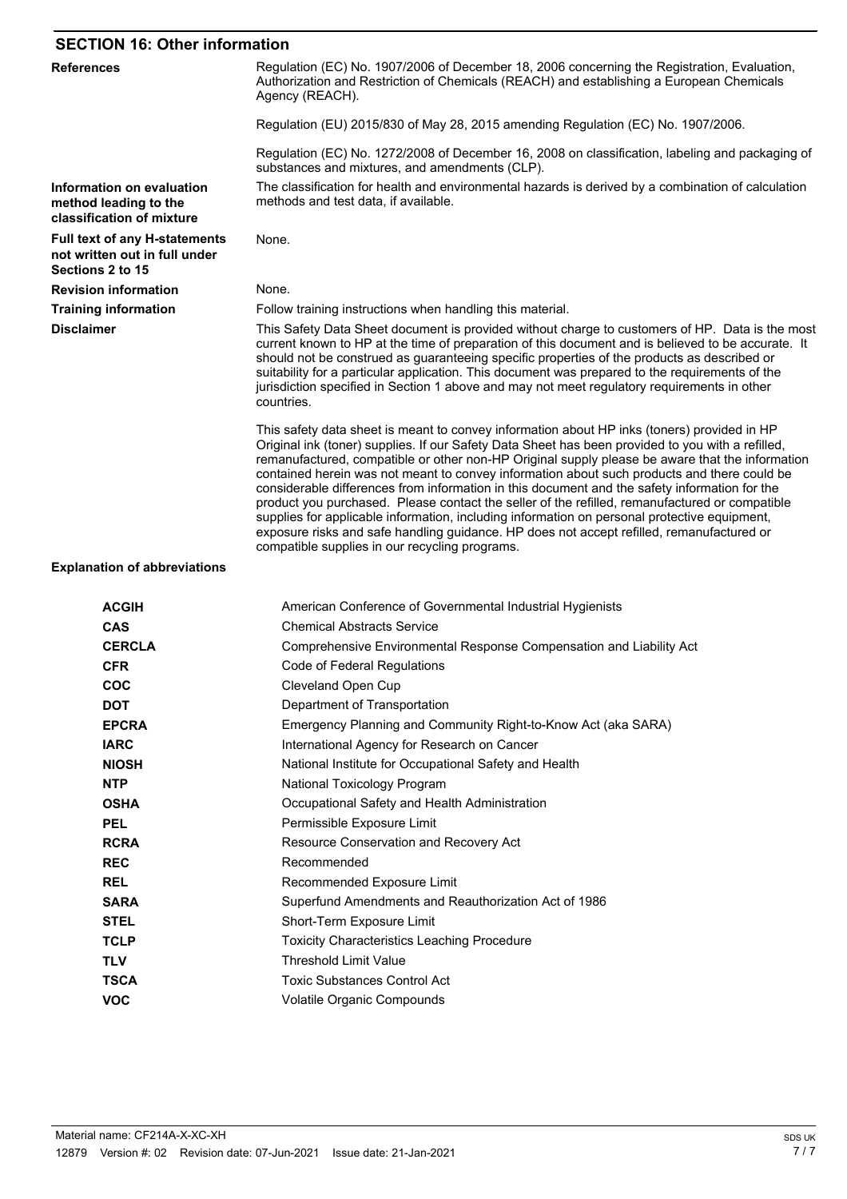## SECTION 16: Other information

**References**

Regulation (EC) No. 1907/2006 of December 18, 2006 concerning the Registration, Evaluation, Authorization and Restriction of Chemicals (REACH) and establishing a European Chemicals Agency (REACH).

Regulation (EU) 2015/830 of May 28, 2015 amending Regulation (EC) No. 1907/2006.

Regulation (EC) No. 1272/2008 of December 16, 2008 on classification, labeling and packaging of substances and mixtures, and amendments (CLP).

**Information on evaluation method leading to the classification of mixture**

The classification for health and environmental hazards is derived by a combination of calculation methods and test data, if available.

**Full text of any H-statements not written out in full under Sections 2 to 15**

None.

**Revision information**

None.

**Training information**

Follow training instructions when handling this material.

**Disclaimer**

This Safety Data Sheet document is provided without charge to customers of HP. Data is the most current known to HP at the time of preparation of this document and is believed to be accurate. It should not be construed as guaranteeing specific properties of the products as described or suitability for a particular application. This document was prepared to the requirements of the jurisdiction specified in Section 1 above and may not meet regulatory requirements in other countries.

This safety data sheet is meant to convey information about HP inks (toners) provided in HP Original ink (toner) supplies. If our Safety Data Sheet has been provided to you with a refilled, remanufactured, compatible or other non-HP Original supply please be aware that the information contained herein was not meant to convey information about such products and there could be considerable differences from information in this document and the safety information for the product you purchased. Please contact the seller of the refilled, remanufactured or compatible supplies for applicable information, including information on personal protective equipment, exposure risks and safe handling guidance. HP does not accept refilled, remanufactured or compatible supplies in our recycling programs.

**Explanation of abbreviations**

| | |
|---|---|
| **ACGIH** | American Conference of Governmental Industrial Hygienists |
| **CAS** | Chemical Abstracts Service |
| **CERCLA** | Comprehensive Environmental Response Compensation and Liability Act |
| **CFR** | Code of Federal Regulations |
| **COC** | Cleveland Open Cup |
| **DOT** | Department of Transportation |
| **EPCRA** | Emergency Planning and Community Right-to-Know Act (aka SARA) |
| **IARC** | International Agency for Research on Cancer |
| **NIOSH** | National Institute for Occupational Safety and Health |
| **NTP** | National Toxicology Program |
| **OSHA** | Occupational Safety and Health Administration |
| **PEL** | Permissible Exposure Limit |
| **RCRA** | Resource Conservation and Recovery Act |
| **REC** | Recommended |
| **REL** | Recommended Exposure Limit |
| **SARA** | Superfund Amendments and Reauthorization Act of 1986 |
| **STEL** | Short-Term Exposure Limit |
| **TCLP** | Toxicity Characteristics Leaching Procedure |
| **TLV** | Threshold Limit Value |
| **TSCA** | Toxic Substances Control Act |
| **VOC** | Volatile Organic Compounds |